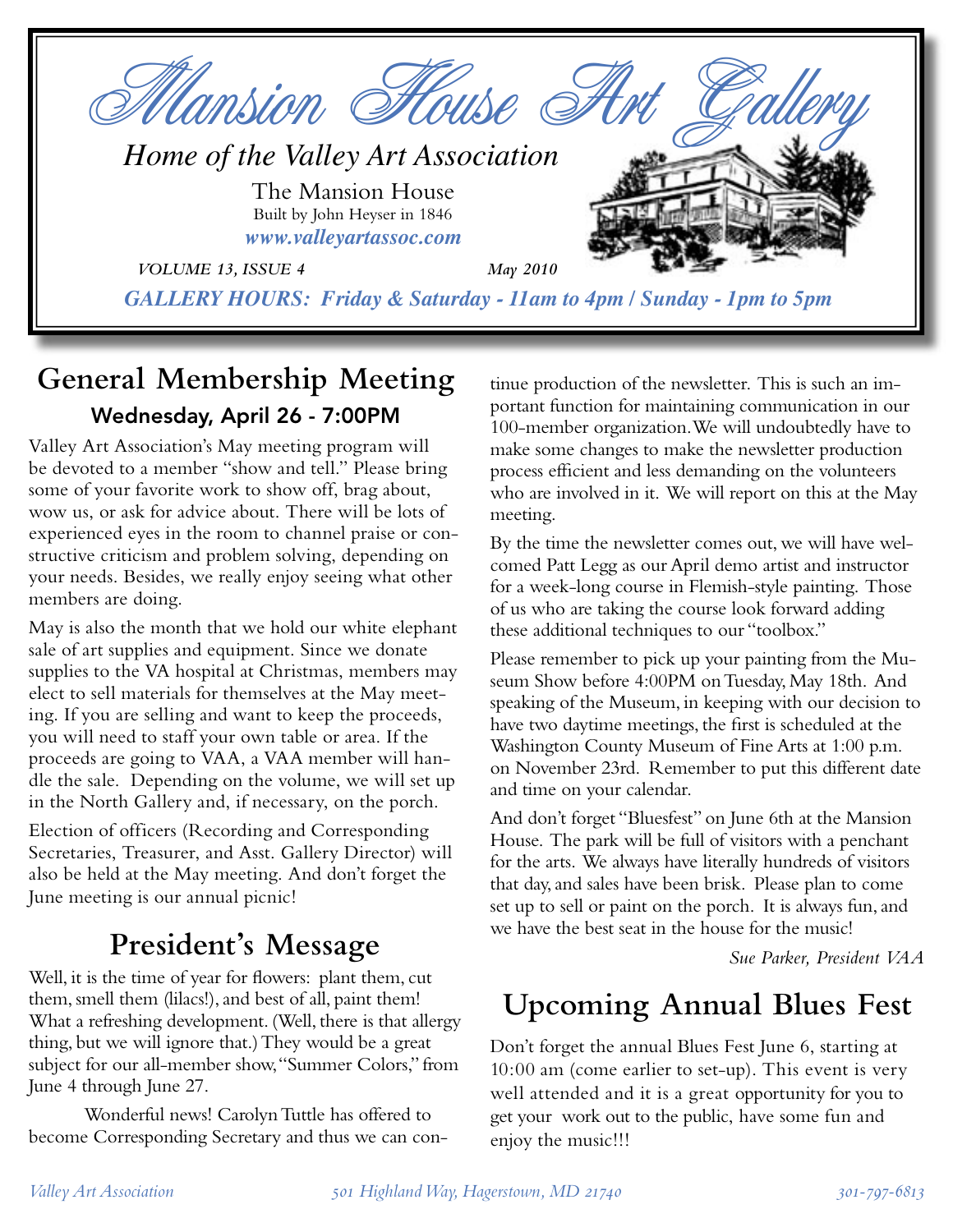# Mansion House Art Gallery

*Home of the Valley Art Association*

The Mansion House
Built by John Heyser in 1846
***www.valleyartassoc.com***

*VOLUME 13, ISSUE 4* *May 2010*

***GALLERY HOURS: Friday & Saturday - 11am to 4pm / Sunday - 1pm to 5pm***

## General Membership Meeting

### Wednesday, April 26 - 7:00PM

Valley Art Association's May meeting program will be devoted to a member "show and tell." Please bring some of your favorite work to show off, brag about, wow us, or ask for advice about. There will be lots of experienced eyes in the room to channel praise or constructive criticism and problem solving, depending on your needs. Besides, we really enjoy seeing what other members are doing.

May is also the month that we hold our white elephant sale of art supplies and equipment. Since we donate supplies to the VA hospital at Christmas, members may elect to sell materials for themselves at the May meeting. If you are selling and want to keep the proceeds, you will need to staff your own table or area. If the proceeds are going to VAA, a VAA member will handle the sale. Depending on the volume, we will set up in the North Gallery and, if necessary, on the porch.

Election of officers (Recording and Corresponding Secretaries, Treasurer, and Asst. Gallery Director) will also be held at the May meeting. And don't forget the June meeting is our annual picnic!

## President's Message

Well, it is the time of year for flowers: plant them, cut them, smell them (lilacs!), and best of all, paint them! What a refreshing development. (Well, there is that allergy thing, but we will ignore that.) They would be a great subject for our all-member show, "Summer Colors," from June 4 through June 27.

Wonderful news! Carolyn Tuttle has offered to become Corresponding Secretary and thus we can continue production of the newsletter. This is such an important function for maintaining communication in our 100-member organization. We will undoubtedly have to make some changes to make the newsletter production process efficient and less demanding on the volunteers who are involved in it. We will report on this at the May meeting.

By the time the newsletter comes out, we will have welcomed Patt Legg as our April demo artist and instructor for a week-long course in Flemish-style painting. Those of us who are taking the course look forward adding these additional techniques to our "toolbox."

Please remember to pick up your painting from the Museum Show before 4:00PM on Tuesday, May 18th. And speaking of the Museum, in keeping with our decision to have two daytime meetings, the first is scheduled at the Washington County Museum of Fine Arts at 1:00 p.m. on November 23rd. Remember to put this different date and time on your calendar.

And don't forget "Bluesfest" on June 6th at the Mansion House. The park will be full of visitors with a penchant for the arts. We always have literally hundreds of visitors that day, and sales have been brisk. Please plan to come set up to sell or paint on the porch. It is always fun, and we have the best seat in the house for the music!

*Sue Parker, President VAA*

## Upcoming Annual Blues Fest

Don't forget the annual Blues Fest June 6, starting at 10:00 am (come earlier to set-up). This event is very well attended and it is a great opportunity for you to get your work out to the public, have some fun and enjoy the music!!!

*Valley Art Association* *501 Highland Way, Hagerstown, MD 21740* *301-797-6813*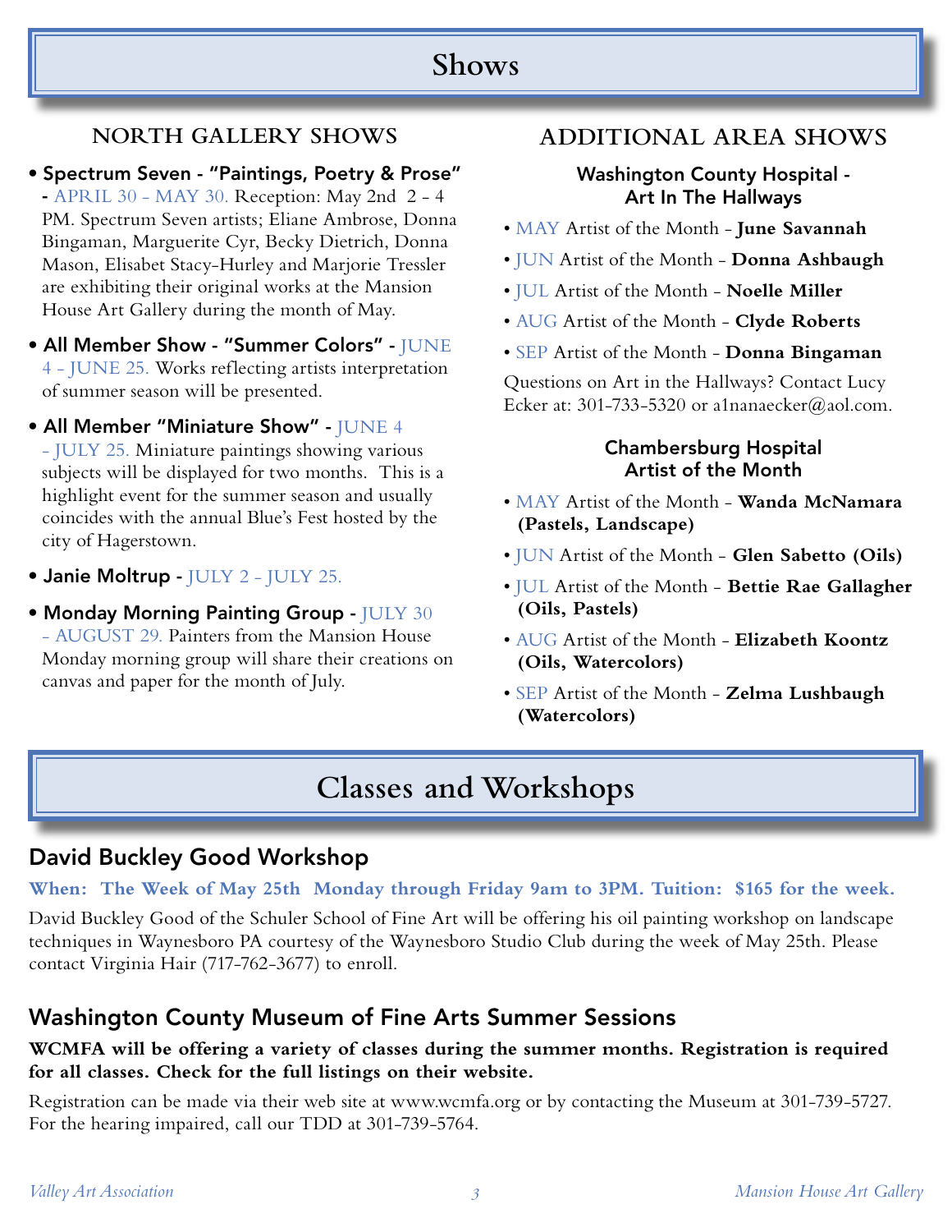# Shows

## NORTH GALLERY SHOWS

- **Spectrum Seven - "Paintings, Poetry & Prose" -** APRIL 30 - MAY 30. Reception: May 2nd 2 - 4 PM. Spectrum Seven artists; Eliane Ambrose, Donna Bingaman, Marguerite Cyr, Becky Dietrich, Donna Mason, Elisabet Stacy-Hurley and Marjorie Tressler are exhibiting their original works at the Mansion House Art Gallery during the month of May.
- **All Member Show - "Summer Colors" -** JUNE 4 - JUNE 25. Works reflecting artists interpretation of summer season will be presented.
- **All Member "Miniature Show" -** JUNE 4 - JULY 25. Miniature paintings showing various subjects will be displayed for two months. This is a highlight event for the summer season and usually coincides with the annual Blue's Fest hosted by the city of Hagerstown.
- **Janie Moltrup -** JULY 2 - JULY 25.
- **Monday Morning Painting Group -** JULY 30 - AUGUST 29. Painters from the Mansion House Monday morning group will share their creations on canvas and paper for the month of July.

## ADDITIONAL AREA SHOWS

### Washington County Hospital - Art In The Hallways

- MAY Artist of the Month - **June Savannah**
- JUN Artist of the Month - **Donna Ashbaugh**
- JUL Artist of the Month - **Noelle Miller**
- AUG Artist of the Month - **Clyde Roberts**
- SEP Artist of the Month - **Donna Bingaman**

Questions on Art in the Hallways? Contact Lucy Ecker at: 301-733-5320 or a1nanaecker@aol.com.

### Chambersburg Hospital Artist of the Month

- MAY Artist of the Month - **Wanda McNamara (Pastels, Landscape)**
- JUN Artist of the Month - **Glen Sabetto (Oils)**
- JUL Artist of the Month - **Bettie Rae Gallagher (Oils, Pastels)**
- AUG Artist of the Month - **Elizabeth Koontz (Oils, Watercolors)**
- SEP Artist of the Month - **Zelma Lushbaugh (Watercolors)**

# Classes and Workshops

## David Buckley Good Workshop

**When: The Week of May 25th Monday through Friday 9am to 3PM. Tuition: $165 for the week.**

David Buckley Good of the Schuler School of Fine Art will be offering his oil painting workshop on landscape techniques in Waynesboro PA courtesy of the Waynesboro Studio Club during the week of May 25th. Please contact Virginia Hair (717-762-3677) to enroll.

## Washington County Museum of Fine Arts Summer Sessions

**WCMFA will be offering a variety of classes during the summer months. Registration is required for all classes. Check for the full listings on their website.**

Registration can be made via their web site at www.wcmfa.org or by contacting the Museum at 301-739-5727. For the hearing impaired, call our TDD at 301-739-5764.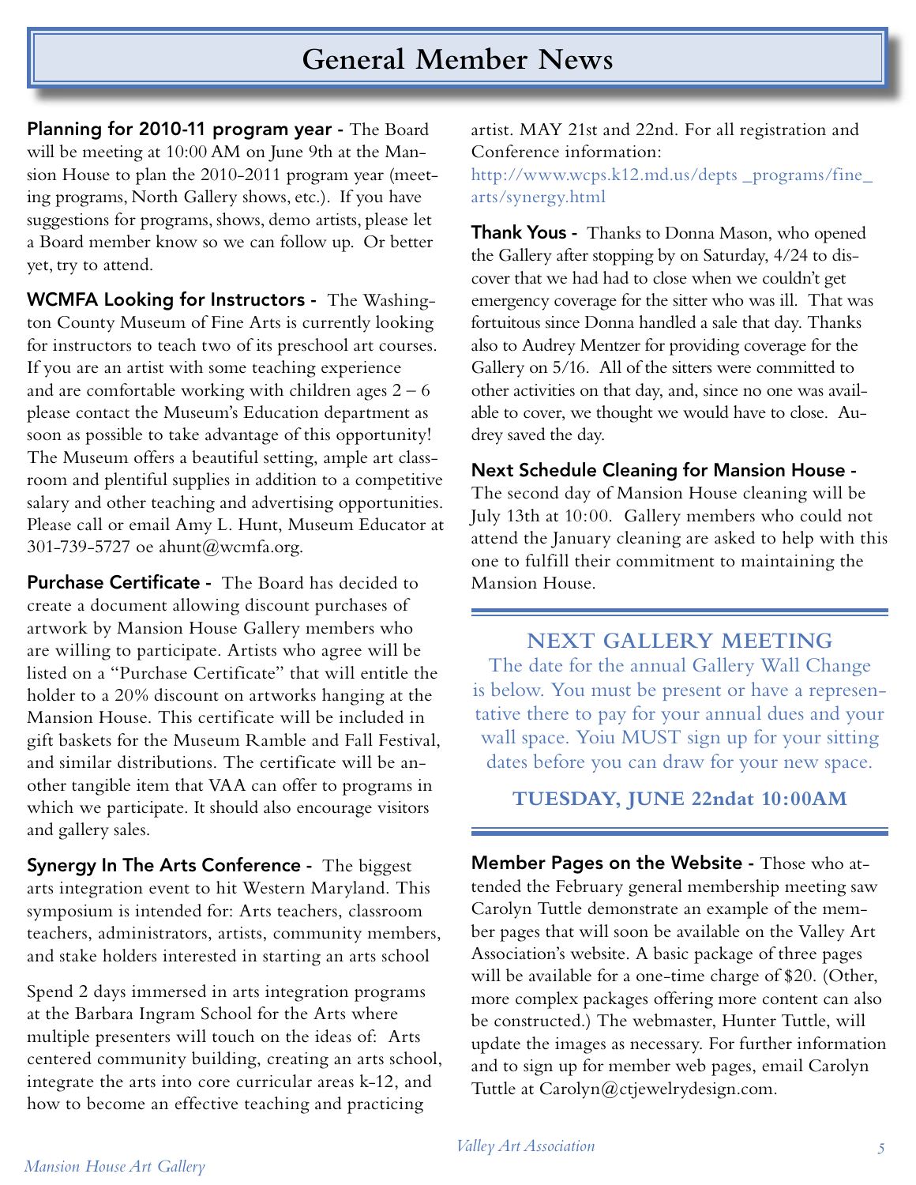# General Member News

**Planning for 2010-11 program year -** The Board will be meeting at 10:00 AM on June 9th at the Mansion House to plan the 2010-2011 program year (meeting programs, North Gallery shows, etc.). If you have suggestions for programs, shows, demo artists, please let a Board member know so we can follow up. Or better yet, try to attend.

**WCMFA Looking for Instructors -** The Washington County Museum of Fine Arts is currently looking for instructors to teach two of its preschool art courses. If you are an artist with some teaching experience and are comfortable working with children ages 2 – 6 please contact the Museum's Education department as soon as possible to take advantage of this opportunity! The Museum offers a beautiful setting, ample art classroom and plentiful supplies in addition to a competitive salary and other teaching and advertising opportunities. Please call or email Amy L. Hunt, Museum Educator at 301-739-5727 oe ahunt@wcmfa.org.

**Purchase Certificate -** The Board has decided to create a document allowing discount purchases of artwork by Mansion House Gallery members who are willing to participate. Artists who agree will be listed on a "Purchase Certificate" that will entitle the holder to a 20% discount on artworks hanging at the Mansion House. This certificate will be included in gift baskets for the Museum Ramble and Fall Festival, and similar distributions. The certificate will be another tangible item that VAA can offer to programs in which we participate. It should also encourage visitors and gallery sales.

**Synergy In The Arts Conference -** The biggest arts integration event to hit Western Maryland. This symposium is intended for: Arts teachers, classroom teachers, administrators, artists, community members, and stake holders interested in starting an arts school

Spend 2 days immersed in arts integration programs at the Barbara Ingram School for the Arts where multiple presenters will touch on the ideas of: Arts centered community building, creating an arts school, integrate the arts into core curricular areas k-12, and how to become an effective teaching and practicing artist. MAY 21st and 22nd. For all registration and Conference information: http://www.wcps.k12.md.us/depts _programs/fine_arts/synergy.html

**Thank Yous -** Thanks to Donna Mason, who opened the Gallery after stopping by on Saturday, 4/24 to discover that we had had to close when we couldn't get emergency coverage for the sitter who was ill. That was fortuitous since Donna handled a sale that day. Thanks also to Audrey Mentzer for providing coverage for the Gallery on 5/16. All of the sitters were committed to other activities on that day, and, since no one was available to cover, we thought we would have to close. Audrey saved the day.

**Next Schedule Cleaning for Mansion House -** The second day of Mansion House cleaning will be July 13th at 10:00. Gallery members who could not attend the January cleaning are asked to help with this one to fulfill their commitment to maintaining the Mansion House.

---

## NEXT GALLERY MEETING

The date for the annual Gallery Wall Change is below. You must be present or have a representative there to pay for your annual dues and your wall space. Yoiu MUST sign up for your sitting dates before you can draw for your new space.

**TUESDAY, JUNE 22ndat 10:00AM**

---

**Member Pages on the Website -** Those who attended the February general membership meeting saw Carolyn Tuttle demonstrate an example of the member pages that will soon be available on the Valley Art Association's website. A basic package of three pages will be available for a one-time charge of $20. (Other, more complex packages offering more content can also be constructed.) The webmaster, Hunter Tuttle, will update the images as necessary. For further information and to sign up for member web pages, email Carolyn Tuttle at Carolyn@ctjewelrydesign.com.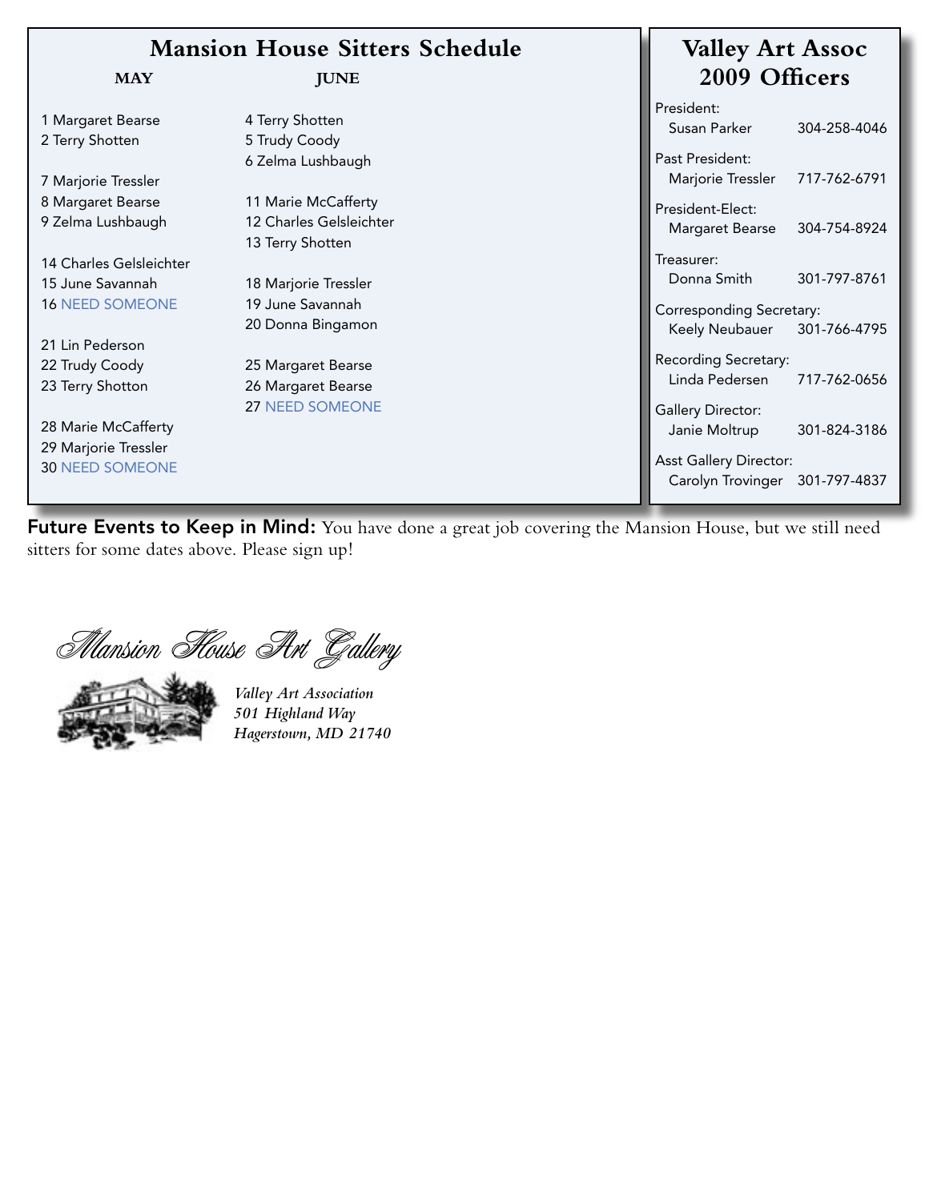## Mansion House Sitters Schedule

**MAY**

1 Margaret Bearse
2 Terry Shotten

7 Marjorie Tressler
8 Margaret Bearse
9 Zelma Lushbaugh

14 Charles Gelsleichter
15 June Savannah
16 NEED SOMEONE

21 Lin Pederson
22 Trudy Coody
23 Terry Shotton

28 Marie McCafferty
29 Marjorie Tressler
30 NEED SOMEONE

**JUNE**

4 Terry Shotten
5 Trudy Coody
6 Zelma Lushbaugh

11 Marie McCafferty
12 Charles Gelsleichter
13 Terry Shotten

18 Marjorie Tressler
19 June Savannah
20 Donna Bingamon

25 Margaret Bearse
26 Margaret Bearse
27 NEED SOMEONE

## Valley Art Assoc 2009 Officers

President:
Susan Parker 304-258-4046

Past President:
Marjorie Tressler 717-762-6791

President-Elect:
Margaret Bearse 304-754-8924

Treasurer:
Donna Smith 301-797-8761

Corresponding Secretary:
Keely Neubauer 301-766-4795

Recording Secretary:
Linda Pedersen 717-762-0656

Gallery Director:
Janie Moltrup 301-824-3186

Asst Gallery Director:
Carolyn Trovinger 301-797-4837

**Future Events to Keep in Mind:** You have done a great job covering the Mansion House, but we still need sitters for some dates above. Please sign up!

*Mansion House Art Gallery*

*Valley Art Association*
*501 Highland Way*
*Hagerstown, MD 21740*